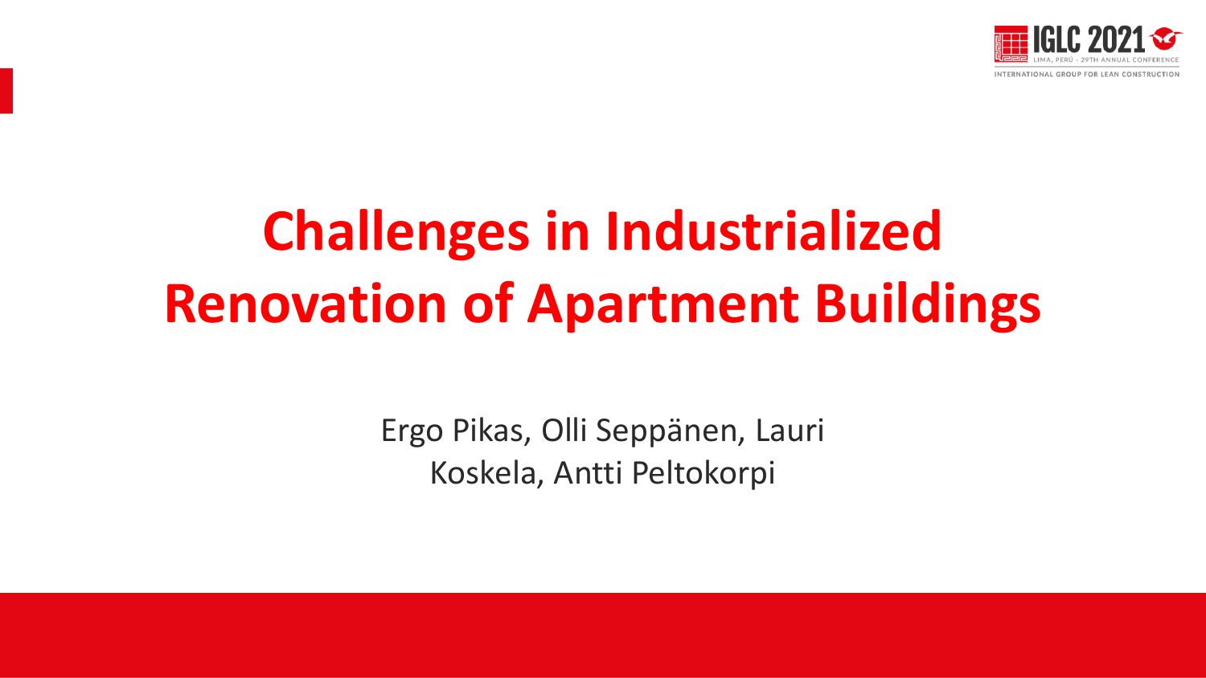# Challenges in Industrialized Renovation of Apartment Buildings

Ergo Pikas, Olli Seppänen, Lauri Koskela, Antti Peltokorpi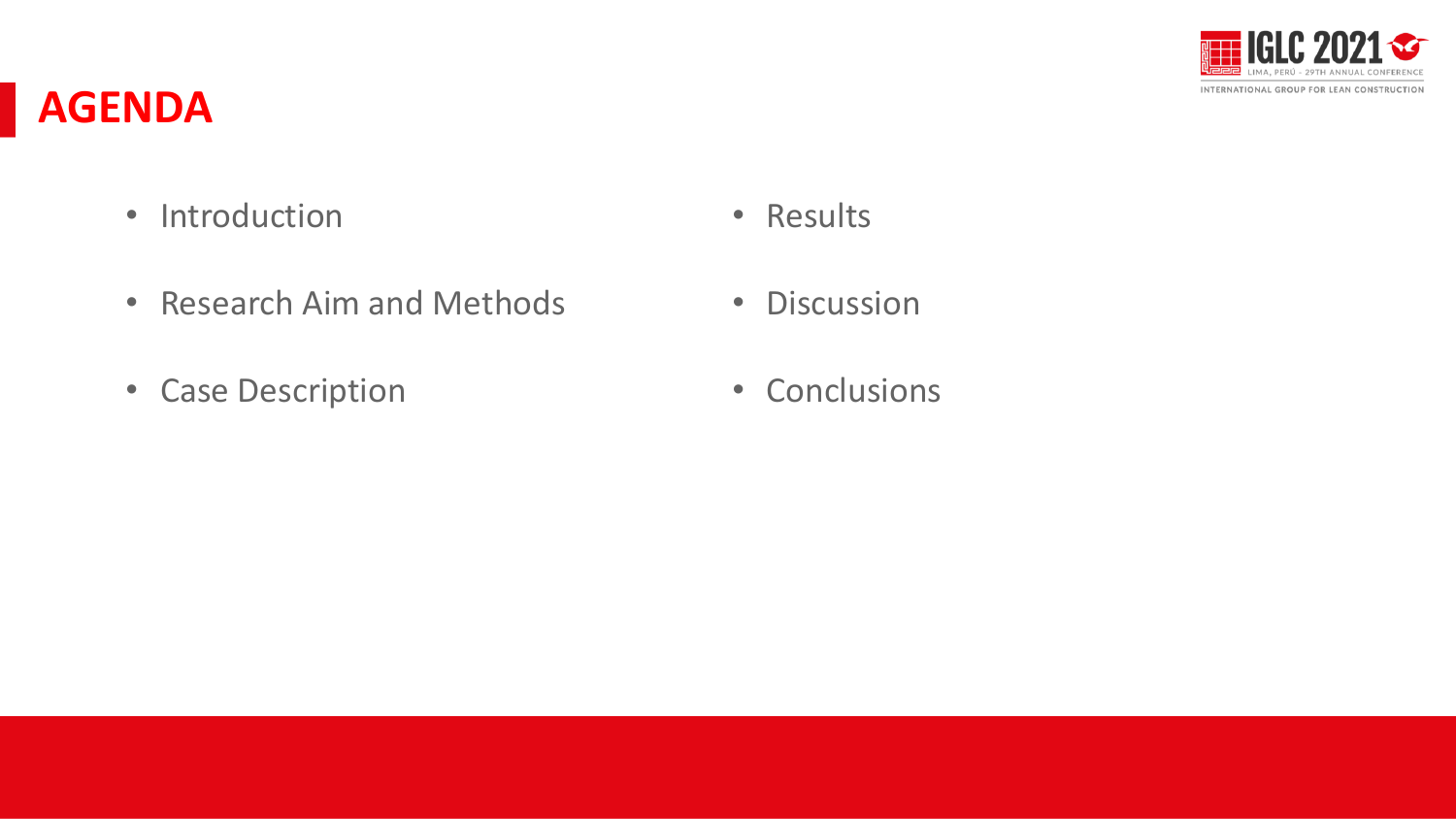# AGENDA

- Introduction
- Research Aim and Methods
- Case Description
- Results
- Discussion
- Conclusions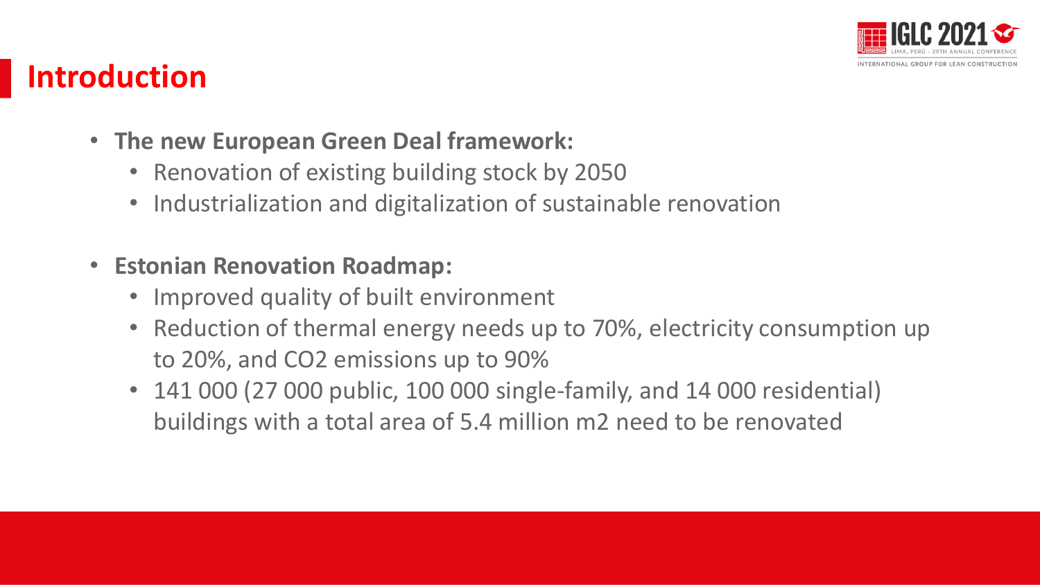# Introduction

- **The new European Green Deal framework:**
  - Renovation of existing building stock by 2050
  - Industrialization and digitalization of sustainable renovation

- **Estonian Renovation Roadmap:**
  - Improved quality of built environment
  - Reduction of thermal energy needs up to 70%, electricity consumption up to 20%, and $CO_2$ emissions up to 90%
  - 141 000 (27 000 public, 100 000 single-family, and 14 000 residential) buildings with a total area of 5.4 million $m^2$ need to be renovated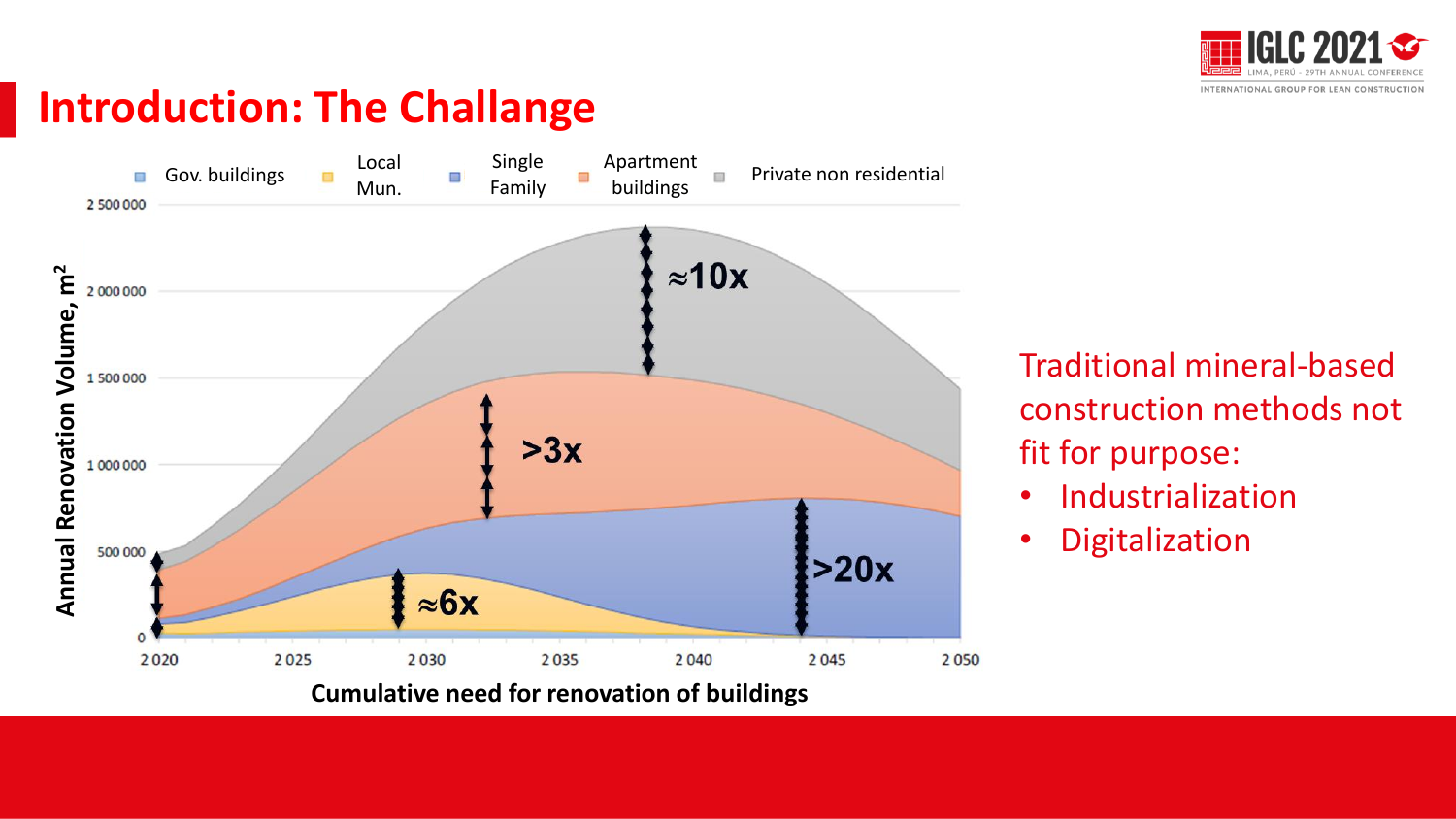## Introduction: The Challange

Gov. buildings | Local Mun. | Single Family | Apartment buildings | Private non residential

Annual Renovation Volume, $m^2$

2 500 000
2 000 000
1 500 000
1 000 000
500 000
0

2 020 | 2 025 | 2 030 | 2 035 | 2 040 | 2 045 | 2 050

≈10x

>3x

≈6x

>20x

**Cumulative need for renovation of buildings**

Traditional mineral-based construction methods not fit for purpose:

- Industrialization
- Digitalization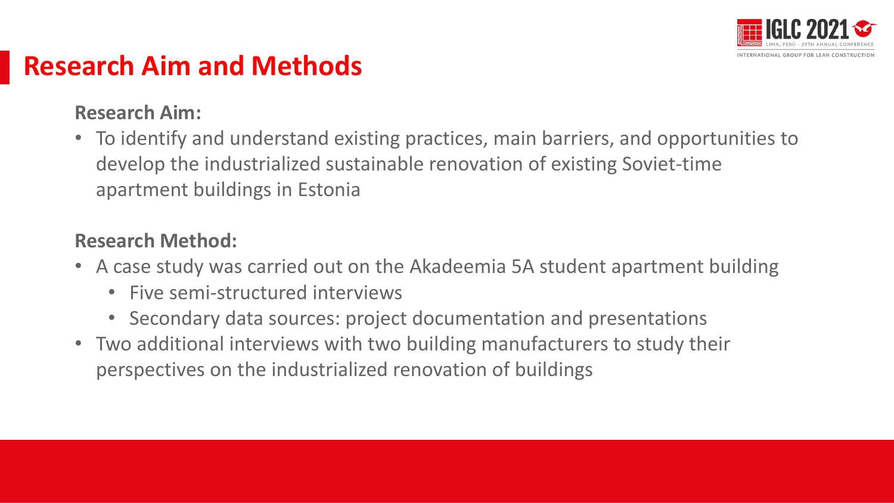# Research Aim and Methods

**Research Aim:**

- To identify and understand existing practices, main barriers, and opportunities to develop the industrialized sustainable renovation of existing Soviet-time apartment buildings in Estonia

**Research Method:**

- A case study was carried out on the Akadeemia 5A student apartment building
  - Five semi-structured interviews
  - Secondary data sources: project documentation and presentations
- Two additional interviews with two building manufacturers to study their perspectives on the industrialized renovation of buildings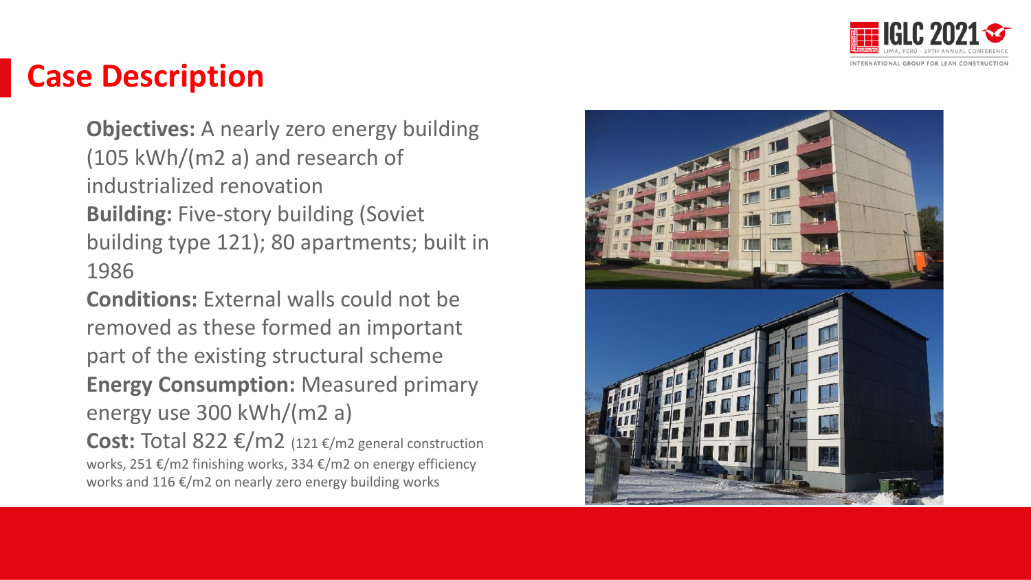# Case Description

**Objectives:** A nearly zero energy building (105 kWh/(m2 a) and research of industrialized renovation

**Building:** Five-story building (Soviet building type 121); 80 apartments; built in 1986

**Conditions:** External walls could not be removed as these formed an important part of the existing structural scheme

**Energy Consumption:** Measured primary energy use 300 kWh/(m2 a)

**Cost:** Total 822 €/m2 (121 €/m2 general construction works, 251 €/m2 finishing works, 334 €/m2 on energy efficiency works and 116 €/m2 on nearly zero energy building works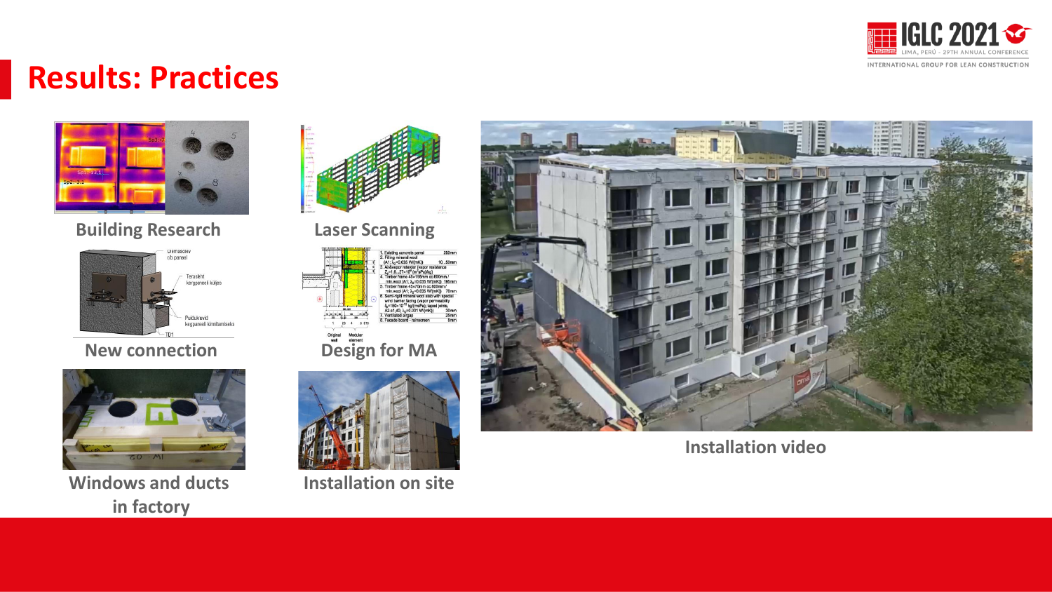# Results: Practices

Building Research

Laser Scanning

New connection

Design for MA

Windows and ducts in factory

Installation on site

Installation video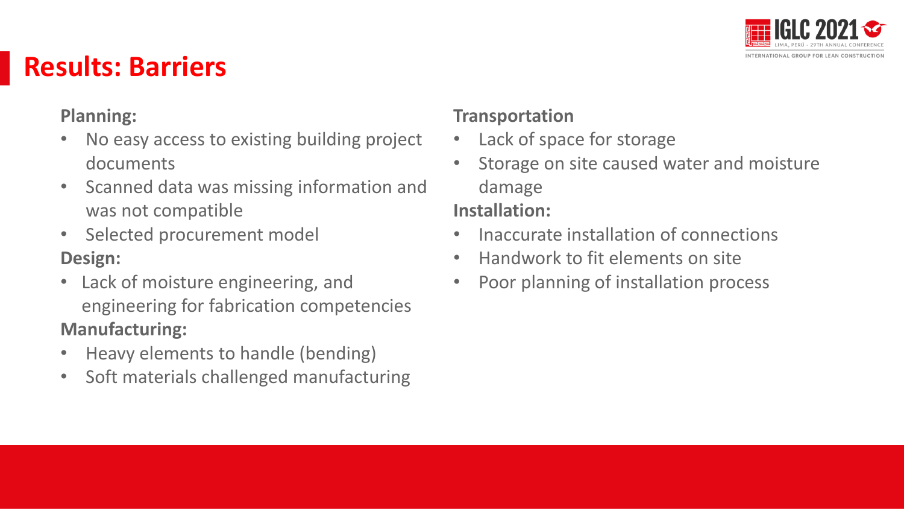# Results: Barriers

**Planning:**

- No easy access to existing building project documents
- Scanned data was missing information and was not compatible
- Selected procurement model

**Design:**

- Lack of moisture engineering, and engineering for fabrication competencies

**Manufacturing:**

- Heavy elements to handle (bending)
- Soft materials challenged manufacturing

**Transportation**

- Lack of space for storage
- Storage on site caused water and moisture damage

**Installation:**

- Inaccurate installation of connections
- Handwork to fit elements on site
- Poor planning of installation process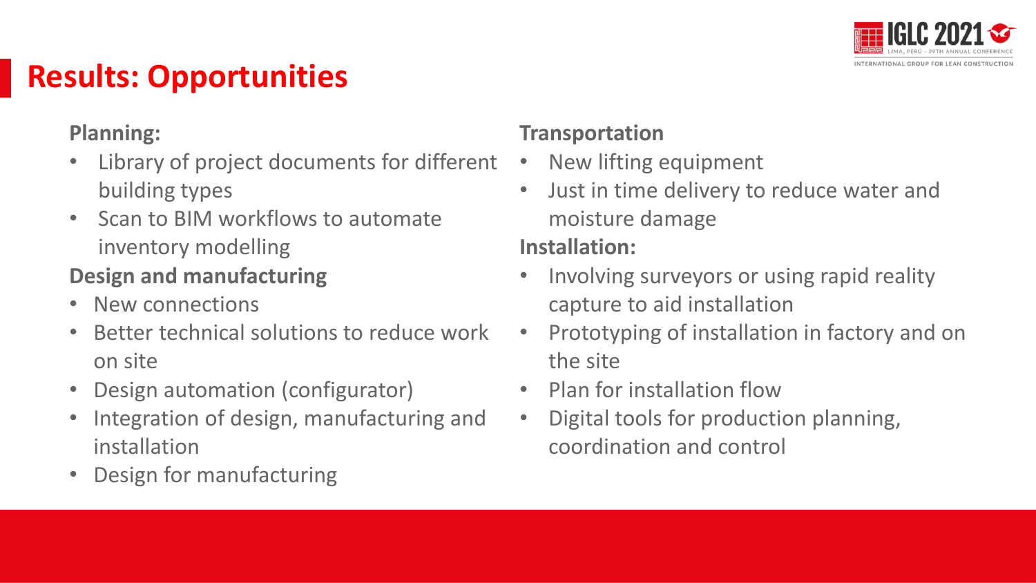# Results: Opportunities

**Planning:**

- Library of project documents for different building types
- Scan to BIM workflows to automate inventory modelling

**Design and manufacturing**

- New connections
- Better technical solutions to reduce work on site
- Design automation (configurator)
- Integration of design, manufacturing and installation
- Design for manufacturing

**Transportation**

- New lifting equipment
- Just in time delivery to reduce water and moisture damage

**Installation:**

- Involving surveyors or using rapid reality capture to aid installation
- Prototyping of installation in factory and on the site
- Plan for installation flow
- Digital tools for production planning, coordination and control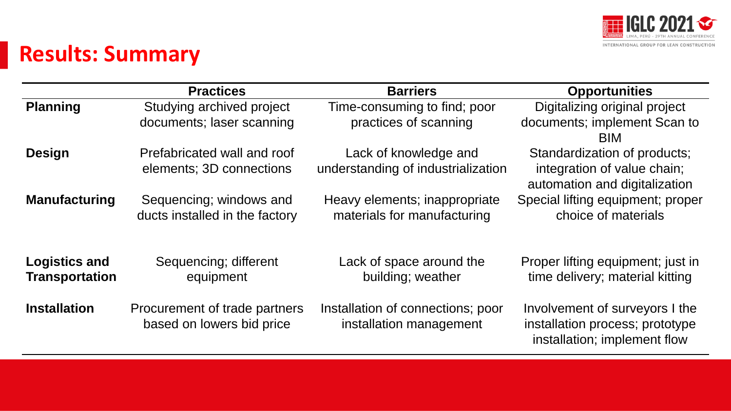## Results: Summary

| | Practices | Barriers | Opportunities |
|---|---|---|---|
| **Planning** | Studying archived project documents; laser scanning | Time-consuming to find; poor practices of scanning | Digitalizing original project documents; implement Scan to BIM |
| **Design** | Prefabricated wall and roof elements; 3D connections | Lack of knowledge and understanding of industrialization | Standardization of products; integration of value chain; automation and digitalization |
| **Manufacturing** | Sequencing; windows and ducts installed in the factory | Heavy elements; inappropriate materials for manufacturing | Special lifting equipment; proper choice of materials |
| **Logistics and Transportation** | Sequencing; different equipment | Lack of space around the building; weather | Proper lifting equipment; just in time delivery; material kitting |
| **Installation** | Procurement of trade partners based on lowers bid price | Installation of connections; poor installation management | Involvement of surveyors I the installation process; prototype installation; implement flow |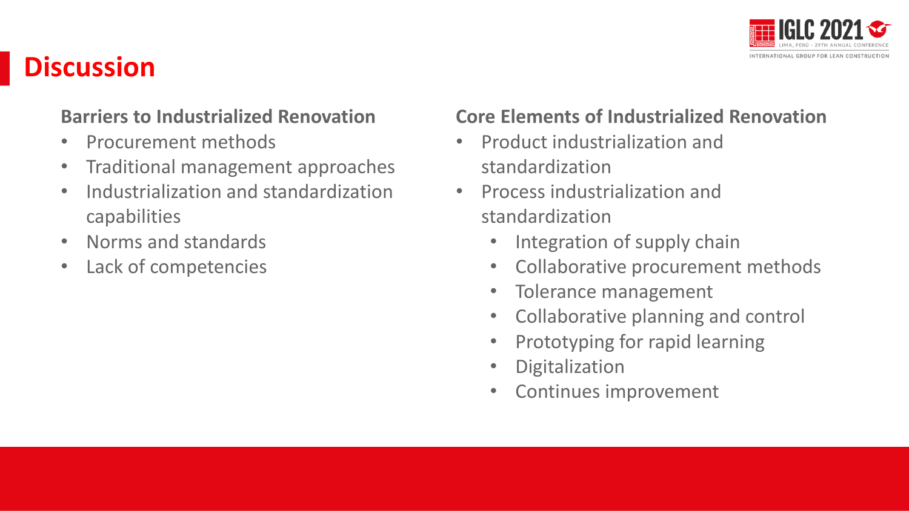# Discussion

### Barriers to Industrialized Renovation

- Procurement methods
- Traditional management approaches
- Industrialization and standardization capabilities
- Norms and standards
- Lack of competencies

### Core Elements of Industrialized Renovation

- Product industrialization and standardization
- Process industrialization and standardization
  - Integration of supply chain
  - Collaborative procurement methods
  - Tolerance management
  - Collaborative planning and control
  - Prototyping for rapid learning
  - Digitalization
  - Continues improvement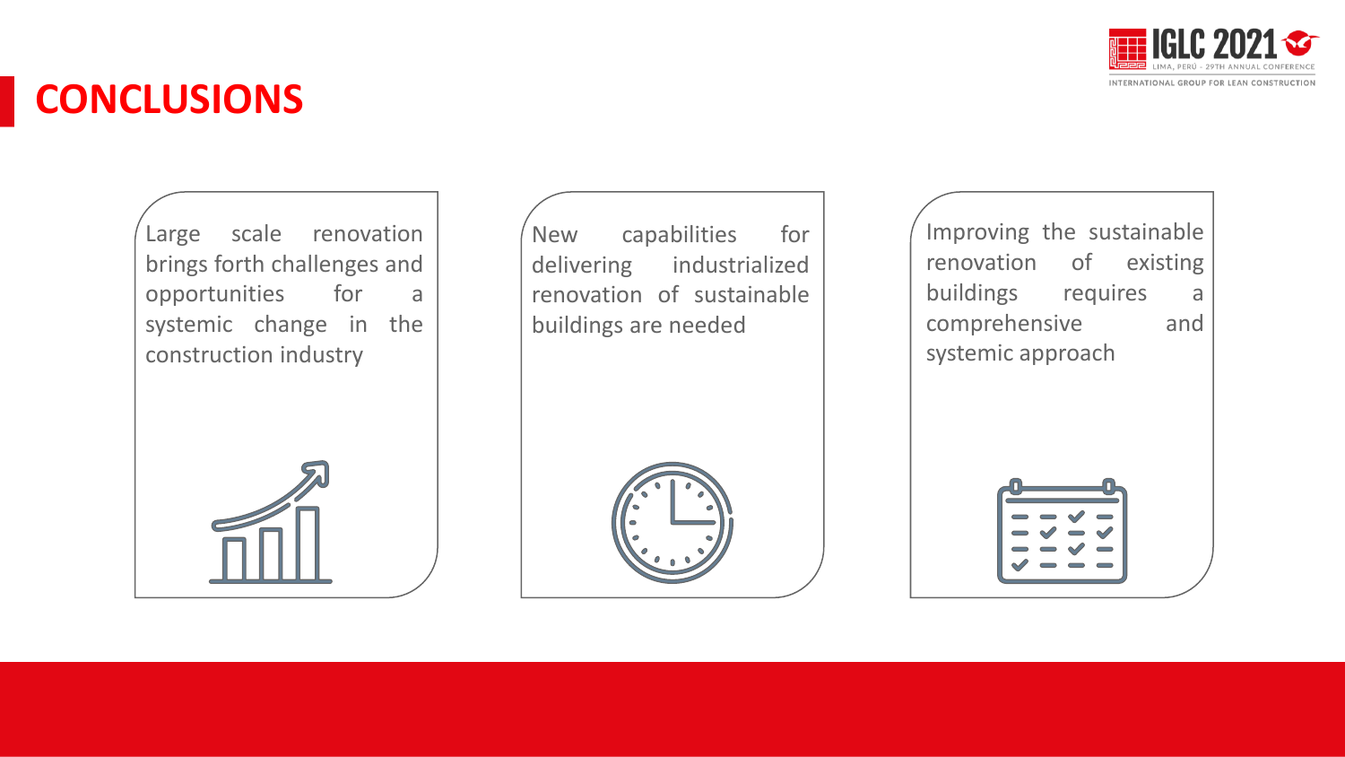# CONCLUSIONS

Large scale renovation brings forth challenges and opportunities for a systemic change in the construction industry

New capabilities for delivering industrialized renovation of sustainable buildings are needed

Improving the sustainable renovation of existing buildings requires a comprehensive and systemic approach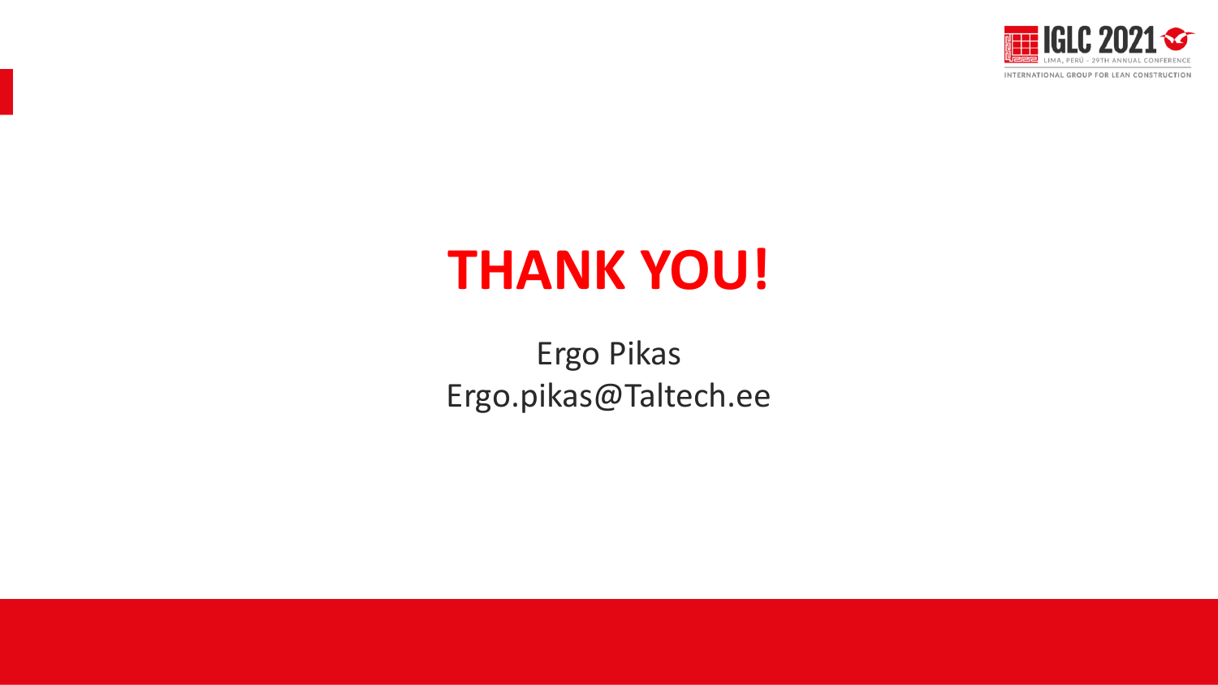# THANK YOU!

Ergo Pikas
Ergo.pikas@Taltech.ee